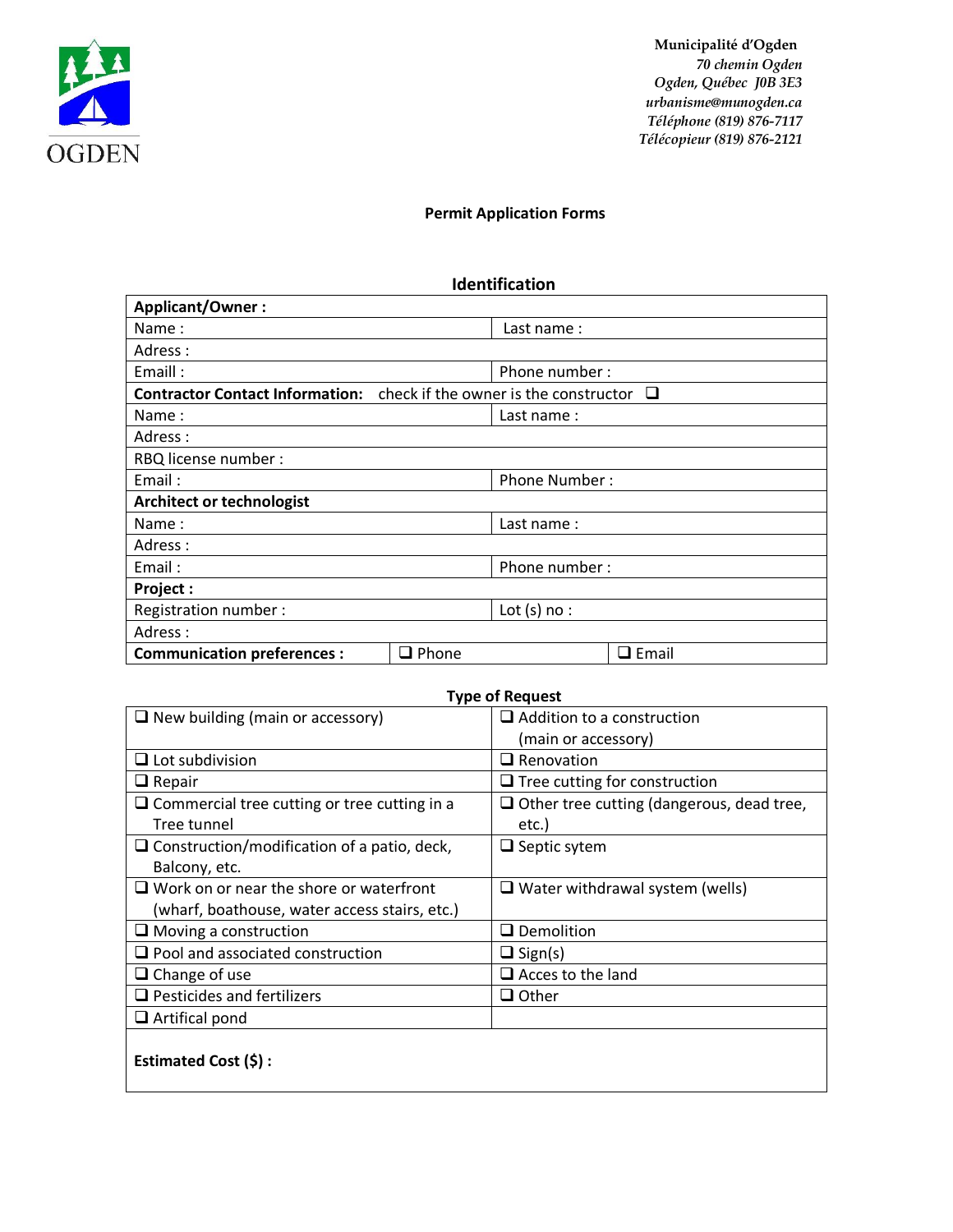**Municipalité d'Ogden**
*70 chemin Ogden*
*Ogden, Québec J0B 3E3*
*urbanisme@munogden.ca*
*Téléphone (819) 876-7117*
*Télécopieur (819) 876-2121*

**Permit Application Forms**

## Identification

| **Applicant/Owner :** | | |
|---|---|---|
| Name : | Last name : | |
| Adress : | | |
| Emaill : | Phone number : | |
| **Contractor Contact Information:** check if the owner is the constructor ❑ | | |
| Name : | Last name : | |
| Adress : | | |
| RBQ license number : | | |
| Email : | Phone Number : | |
| **Architect or technologist** | | |
| Name : | Last name : | |
| Adress : | | |
| Email : | Phone number : | |
| **Project :** | | |
| Registration number : | Lot (s) no : | |
| Adress : | | |
| **Communication preferences :** | ❑ Phone | ❑ Email |

## Type of Request

| | |
|---|---|
| ❑ New building (main or accessory) | ❑ Addition to a construction (main or accessory) |
| ❑ Lot subdivision | ❑ Renovation |
| ❑ Repair | ❑ Tree cutting for construction |
| ❑ Commercial tree cutting or tree cutting in a Tree tunnel | ❑ Other tree cutting (dangerous, dead tree, etc.) |
| ❑ Construction/modification of a patio, deck, Balcony, etc. | ❑ Septic sytem |
| ❑ Work on or near the shore or waterfront (wharf, boathouse, water access stairs, etc.) | ❑ Water withdrawal system (wells) |
| ❑ Moving a construction | ❑ Demolition |
| ❑ Pool and associated construction | ❑ Sign(s) |
| ❑ Change of use | ❑ Acces to the land |
| ❑ Pesticides and fertilizers | ❑ Other |
| ❑ Artifical pond | |
| **Estimated Cost ($) :** | |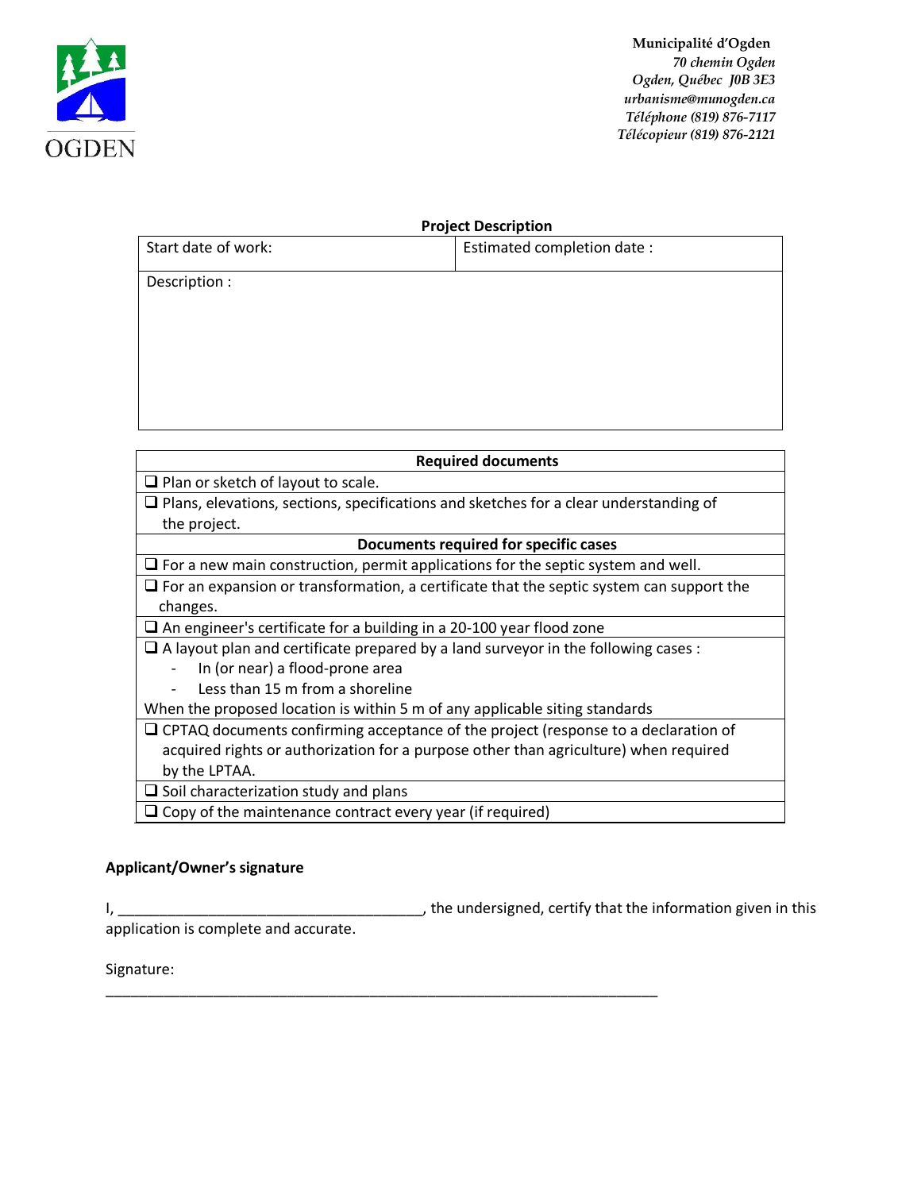**Municipalité d'Ogden**
*70 chemin Ogden*
*Ogden, Québec J0B 3E3*
*urbanisme@munogden.ca*
*Téléphone (819) 876-7117*
*Télécopieur (819) 876-2121*

**Project Description**

| Start date of work: | Estimated completion date : |
| --- | --- |
| Description : | |

| **Required documents** |
| --- |
| ❑ Plan or sketch of layout to scale. |
| ❑ Plans, elevations, sections, specifications and sketches for a clear understanding of the project. |
| **Documents required for specific cases** |
| ❑ For a new main construction, permit applications for the septic system and well. |
| ❑ For an expansion or transformation, a certificate that the septic system can support the changes. |
| ❑ An engineer's certificate for a building in a 20-100 year flood zone |
| ❑ A layout plan and certificate prepared by a land surveyor in the following cases : - In (or near) a flood-prone area - Less than 15 m from a shoreline When the proposed location is within 5 m of any applicable siting standards |
| ❑ CPTAQ documents confirming acceptance of the project (response to a declaration of acquired rights or authorization for a purpose other than agriculture) when required by the LPTAA. |
| ❑ Soil characterization study and plans |
| ❑ Copy of the maintenance contract every year (if required) |

**Applicant/Owner's signature**

I, ____________________________________, the undersigned, certify that the information given in this application is complete and accurate.

Signature:
_____________________________________________________________________